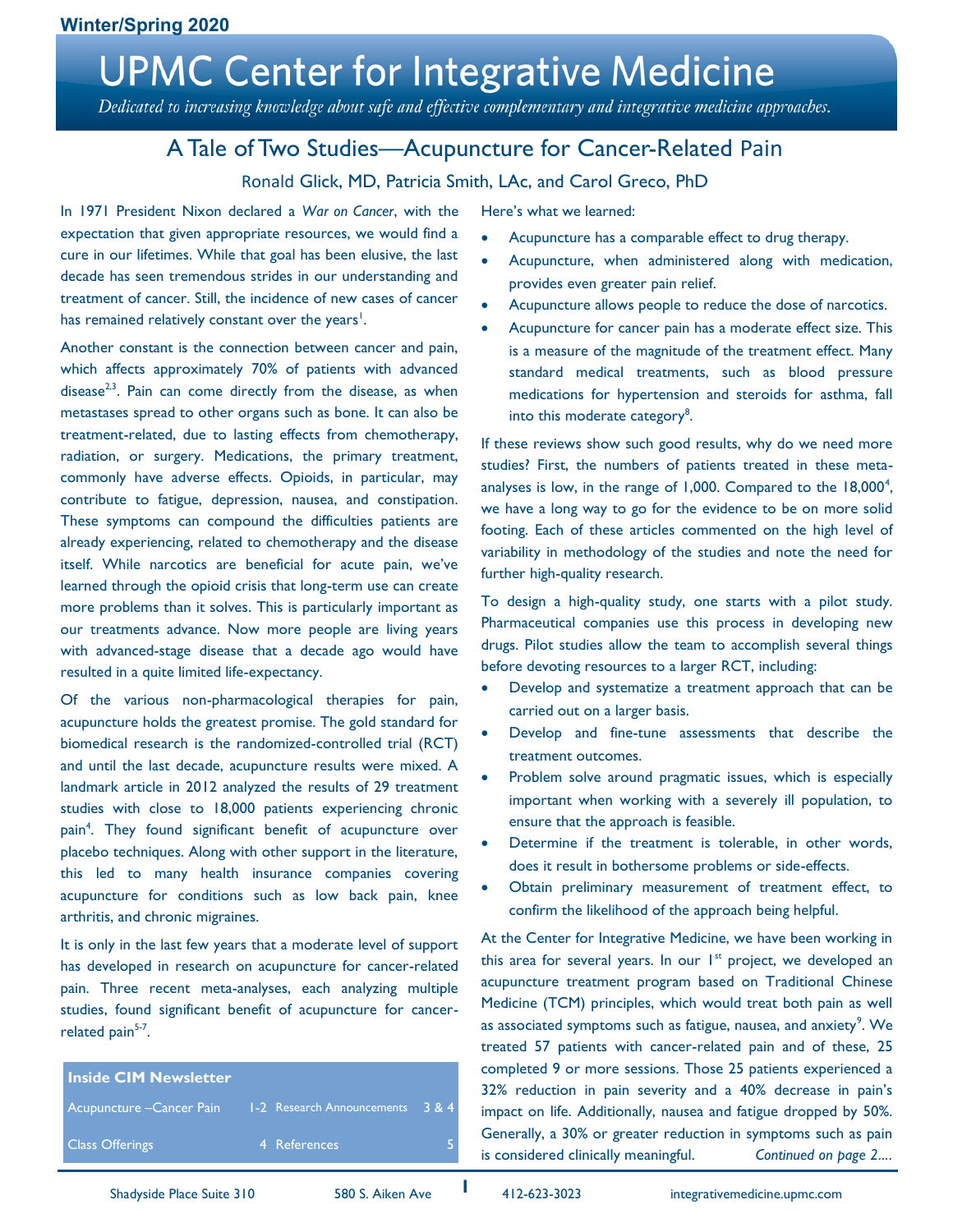Winter/Spring 2020

# UPMC Center for Integrative Medicine

*Dedicated to increasing knowledge about safe and effective complementary and integrative medicine approaches.*

## A Tale of Two Studies—Acupuncture for Cancer-Related Pain

Ronald Glick, MD, Patricia Smith, LAc, and Carol Greco, PhD

In 1971 President Nixon declared a *War on Cancer*, with the expectation that given appropriate resources, we would find a cure in our lifetimes. While that goal has been elusive, the last decade has seen tremendous strides in our understanding and treatment of cancer. Still, the incidence of new cases of cancer has remained relatively constant over the years[1].

Another constant is the connection between cancer and pain, which affects approximately 70% of patients with advanced disease[2,3]. Pain can come directly from the disease, as when metastases spread to other organs such as bone. It can also be treatment-related, due to lasting effects from chemotherapy, radiation, or surgery. Medications, the primary treatment, commonly have adverse effects. Opioids, in particular, may contribute to fatigue, depression, nausea, and constipation. These symptoms can compound the difficulties patients are already experiencing, related to chemotherapy and the disease itself. While narcotics are beneficial for acute pain, we've learned through the opioid crisis that long-term use can create more problems than it solves. This is particularly important as our treatments advance. Now more people are living years with advanced-stage disease that a decade ago would have resulted in a quite limited life-expectancy.

Of the various non-pharmacological therapies for pain, acupuncture holds the greatest promise. The gold standard for biomedical research is the randomized-controlled trial (RCT) and until the last decade, acupuncture results were mixed. A landmark article in 2012 analyzed the results of 29 treatment studies with close to 18,000 patients experiencing chronic pain[4]. They found significant benefit of acupuncture over placebo techniques. Along with other support in the literature, this led to many health insurance companies covering acupuncture for conditions such as low back pain, knee arthritis, and chronic migraines.

It is only in the last few years that a moderate level of support has developed in research on acupuncture for cancer-related pain. Three recent meta-analyses, each analyzing multiple studies, found significant benefit of acupuncture for cancer-related pain[5-7].

Here's what we learned:

- Acupuncture has a comparable effect to drug therapy.
- Acupuncture, when administered along with medication, provides even greater pain relief.
- Acupuncture allows people to reduce the dose of narcotics.
- Acupuncture for cancer pain has a moderate effect size. This is a measure of the magnitude of the treatment effect. Many standard medical treatments, such as blood pressure medications for hypertension and steroids for asthma, fall into this moderate category[8].

If these reviews show such good results, why do we need more studies? First, the numbers of patients treated in these meta-analyses is low, in the range of 1,000. Compared to the 18,000[4], we have a long way to go for the evidence to be on more solid footing. Each of these articles commented on the high level of variability in methodology of the studies and note the need for further high-quality research.

To design a high-quality study, one starts with a pilot study. Pharmaceutical companies use this process in developing new drugs. Pilot studies allow the team to accomplish several things before devoting resources to a larger RCT, including:

- Develop and systematize a treatment approach that can be carried out on a larger basis.
- Develop and fine-tune assessments that describe the treatment outcomes.
- Problem solve around pragmatic issues, which is especially important when working with a severely ill population, to ensure that the approach is feasible.
- Determine if the treatment is tolerable, in other words, does it result in bothersome problems or side-effects.
- Obtain preliminary measurement of treatment effect, to confirm the likelihood of the approach being helpful.

At the Center for Integrative Medicine, we have been working in this area for several years. In our 1st project, we developed an acupuncture treatment program based on Traditional Chinese Medicine (TCM) principles, which would treat both pain as well as associated symptoms such as fatigue, nausea, and anxiety[9]. We treated 57 patients with cancer-related pain and of these, 25 completed 9 or more sessions. Those 25 patients experienced a 32% reduction in pain severity and a 40% decrease in pain's impact on life. Additionally, nausea and fatigue dropped by 50%. Generally, a 30% or greater reduction in symptoms such as pain is considered clinically meaningful. *Continued on page 2....*

| Inside CIM Newsletter | | | |
|---|---|---|---|
| Acupuncture –Cancer Pain | 1-2 | Research Announcements | 3 & 4 |
| Class Offerings | 4 | References | 5 |

Shadyside Place Suite 310 580 S. Aiken Ave 412-623-3023 integrativemedicine.upmc.com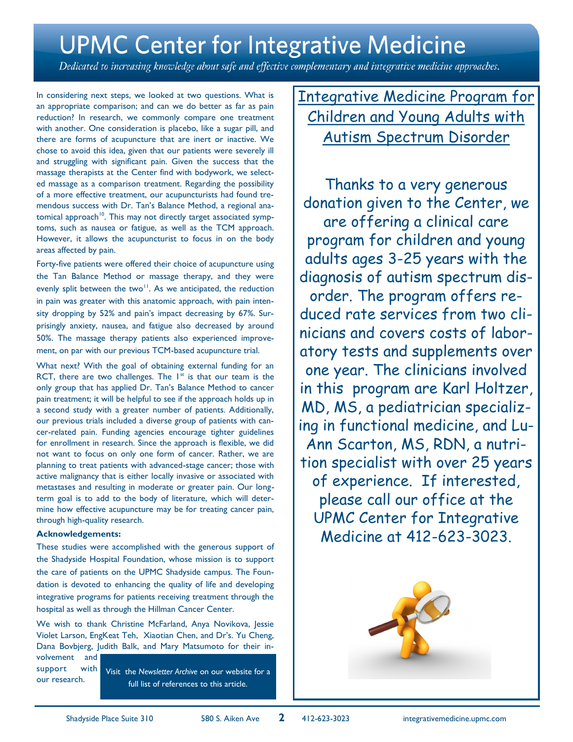# UPMC Center for Integrative Medicine

*Dedicated to increasing knowledge about safe and effective complementary and integrative medicine approaches.*

In considering next steps, we looked at two questions. What is an appropriate comparison; and can we do better as far as pain reduction? In research, we commonly compare one treatment with another. One consideration is placebo, like a sugar pill, and there are forms of acupuncture that are inert or inactive. We chose to avoid this idea, given that our patients were severely ill and struggling with significant pain. Given the success that the massage therapists at the Center find with bodywork, we selected massage as a comparison treatment. Regarding the possibility of a more effective treatment, our acupuncturists had found tremendous success with Dr. Tan's Balance Method, a regional anatomical approach[10]. This may not directly target associated symptoms, such as nausea or fatigue, as well as the TCM approach. However, it allows the acupuncturist to focus in on the body areas affected by pain.

Forty-five patients were offered their choice of acupuncture using the Tan Balance Method or massage therapy, and they were evenly split between the two[11]. As we anticipated, the reduction in pain was greater with this anatomic approach, with pain intensity dropping by 52% and pain's impact decreasing by 67%. Surprisingly anxiety, nausea, and fatigue also decreased by around 50%. The massage therapy patients also experienced improvement, on par with our previous TCM-based acupuncture trial.

What next? With the goal of obtaining external funding for an RCT, there are two challenges. The 1st is that our team is the only group that has applied Dr. Tan's Balance Method to cancer pain treatment; it will be helpful to see if the approach holds up in a second study with a greater number of patients. Additionally, our previous trials included a diverse group of patients with cancer-related pain. Funding agencies encourage tighter guidelines for enrollment in research. Since the approach is flexible, we did not want to focus on only one form of cancer. Rather, we are planning to treat patients with advanced-stage cancer; those with active malignancy that is either locally invasive or associated with metastases and resulting in moderate or greater pain. Our long-term goal is to add to the body of literature, which will determine how effective acupuncture may be for treating cancer pain, through high-quality research.

**Acknowledgements:**

These studies were accomplished with the generous support of the Shadyside Hospital Foundation, whose mission is to support the care of patients on the UPMC Shadyside campus. The Foundation is devoted to enhancing the quality of life and developing integrative programs for patients receiving treatment through the hospital as well as through the Hillman Cancer Center.

We wish to thank Christine McFarland, Anya Novikova, Jessie Violet Larson, EngKeat Teh, Xiaotian Chen, and Dr's. Yu Cheng, Dana Bovbjerg, Judith Balk, and Mary Matsumoto for their involvement and support with our research.

Visit the *Newsletter Archive* on our website for a full list of references to this article.

## Integrative Medicine Program for Children and Young Adults with Autism Spectrum Disorder

Thanks to a very generous donation given to the Center, we are offering a clinical care program for children and young adults ages 3-25 years with the diagnosis of autism spectrum disorder. The program offers reduced rate services from two clinicians and covers costs of laboratory tests and supplements over one year. The clinicians involved in this program are Karl Holtzer, MD, MS, a pediatrician specializing in functional medicine, and LuAnn Scarton, MS, RDN, a nutrition specialist with over 25 years of experience. If interested, please call our office at the UPMC Center for Integrative Medicine at 412-623-3023.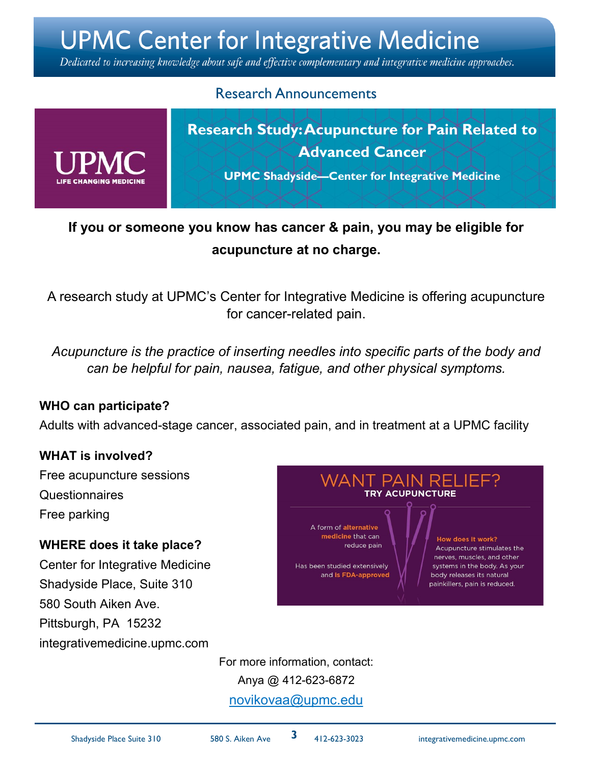# UPMC Center for Integrative Medicine

*Dedicated to increasing knowledge about safe and effective complementary and integrative medicine approaches.*

## Research Announcements

UPMC
LIFE CHANGING MEDICINE

### Research Study: Acupuncture for Pain Related to Advanced Cancer

**UPMC Shadyside—Center for Integrative Medicine**

**If you or someone you know has cancer & pain, you may be eligible for acupuncture at no charge.**

A research study at UPMC's Center for Integrative Medicine is offering acupuncture for cancer-related pain.

*Acupuncture is the practice of inserting needles into specific parts of the body and can be helpful for pain, nausea, fatigue, and other physical symptoms.*

**WHO can participate?**

Adults with advanced-stage cancer, associated pain, and in treatment at a UPMC facility

**WHAT is involved?**

Free acupuncture sessions
Questionnaires
Free parking

**WHERE does it take place?**

Center for Integrative Medicine
Shadyside Place, Suite 310
580 South Aiken Ave.
Pittsburgh, PA 15232
integrativemedicine.upmc.com

WANT PAIN RELIEF?
TRY ACUPUNCTURE

A form of **alternative medicine** that can reduce pain

Has been studied extensively and **is FDA-approved**

**How does it work?**
Acupuncture stimulates the nerves, muscles, and other systems in the body. As your body releases its natural painkillers, pain is reduced.

For more information, contact:
Anya @ 412-623-6872
novikovaa@upmc.edu

Shadyside Place Suite 310 580 S. Aiken Ave 412-623-3023 integrativemedicine.upmc.com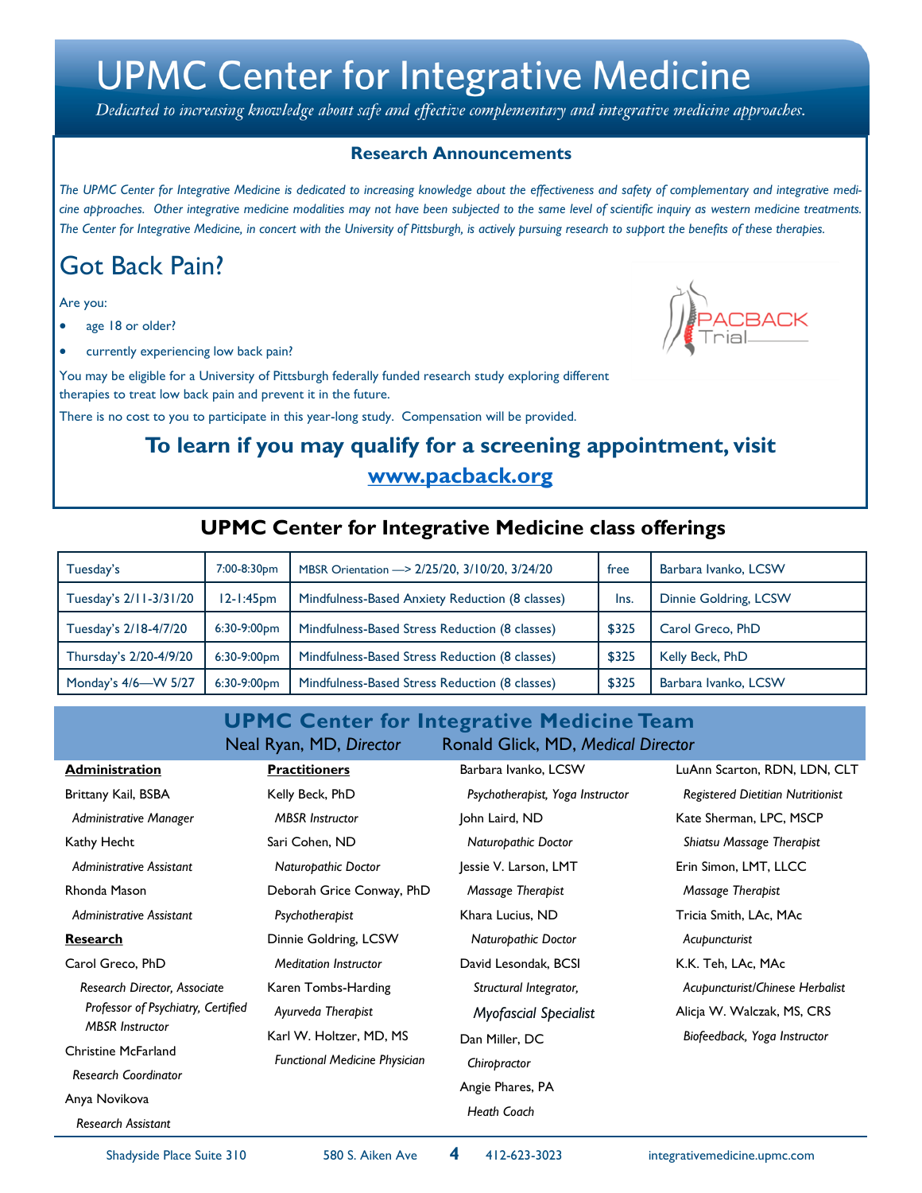# UPMC Center for Integrative Medicine

*Dedicated to increasing knowledge about safe and effective complementary and integrative medicine approaches.*

## Research Announcements

*The UPMC Center for Integrative Medicine is dedicated to increasing knowledge about the effectiveness and safety of complementary and integrative medicine approaches. Other integrative medicine modalities may not have been subjected to the same level of scientific inquiry as western medicine treatments. The Center for Integrative Medicine, in concert with the University of Pittsburgh, is actively pursuing research to support the benefits of these therapies.*

## Got Back Pain?

PACBACK Trial

Are you:

- age 18 or older?
- currently experiencing low back pain?

You may be eligible for a University of Pittsburgh federally funded research study exploring different therapies to treat low back pain and prevent it in the future.

There is no cost to you to participate in this year-long study. Compensation will be provided.

**To learn if you may qualify for a screening appointment, visit [www.pacback.org](http://www.pacback.org)**

## UPMC Center for Integrative Medicine class offerings

| | | | | |
|---|---|---|---|---|
| Tuesday's | 7:00-8:30pm | MBSR Orientation —> 2/25/20, 3/10/20, 3/24/20 | free | Barbara Ivanko, LCSW |
| Tuesday's 2/11-3/31/20 | 12-1:45pm | Mindfulness-Based Anxiety Reduction (8 classes) | Ins. | Dinnie Goldring, LCSW |
| Tuesday's 2/18-4/7/20 | 6:30-9:00pm | Mindfulness-Based Stress Reduction (8 classes) | $325 | Carol Greco, PhD |
| Thursday's 2/20-4/9/20 | 6:30-9:00pm | Mindfulness-Based Stress Reduction (8 classes) | $325 | Kelly Beck, PhD |
| Monday's 4/6—W 5/27 | 6:30-9:00pm | Mindfulness-Based Stress Reduction (8 classes) | $325 | Barbara Ivanko, LCSW |

## UPMC Center for Integrative Medicine Team

Neal Ryan, MD, *Director* Ronald Glick, MD, *Medical Director*

**Administration**

Brittany Kail, BSBA
*Administrative Manager*

Kathy Hecht
*Administrative Assistant*

Rhonda Mason
*Administrative Assistant*

**Research**

Carol Greco, PhD
*Research Director, Associate Professor of Psychiatry, Certified MBSR Instructor*

Christine McFarland
*Research Coordinator*

Anya Novikova
*Research Assistant*

**Practitioners**

Kelly Beck, PhD
*MBSR Instructor*

Sari Cohen, ND
*Naturopathic Doctor*

Deborah Grice Conway, PhD
*Psychotherapist*

Dinnie Goldring, LCSW
*Meditation Instructor*

Karen Tombs-Harding
*Ayurveda Therapist*

Karl W. Holtzer, MD, MS
*Functional Medicine Physician*

Barbara Ivanko, LCSW
*Psychotherapist, Yoga Instructor*

John Laird, ND
*Naturopathic Doctor*

Jessie V. Larson, LMT
*Massage Therapist*

Khara Lucius, ND
*Naturopathic Doctor*

David Lesondak, BCSI
*Structural Integrator, Myofascial Specialist*

Dan Miller, DC
*Chiropractor*

Angie Phares, PA
*Heath Coach*

LuAnn Scarton, RDN, LDN, CLT
*Registered Dietitian Nutritionist*

Kate Sherman, LPC, MSCP
*Shiatsu Massage Therapist*

Erin Simon, LMT, LLCC
*Massage Therapist*

Tricia Smith, LAc, MAc
*Acupuncturist*

K.K. Teh, LAc, MAc
*Acupuncturist/Chinese Herbalist*

Alicja W. Walczak, MS, CRS
*Biofeedback, Yoga Instructor*

Shadyside Place Suite 310 580 S. Aiken Ave 412-623-3023 integrativemedicine.upmc.com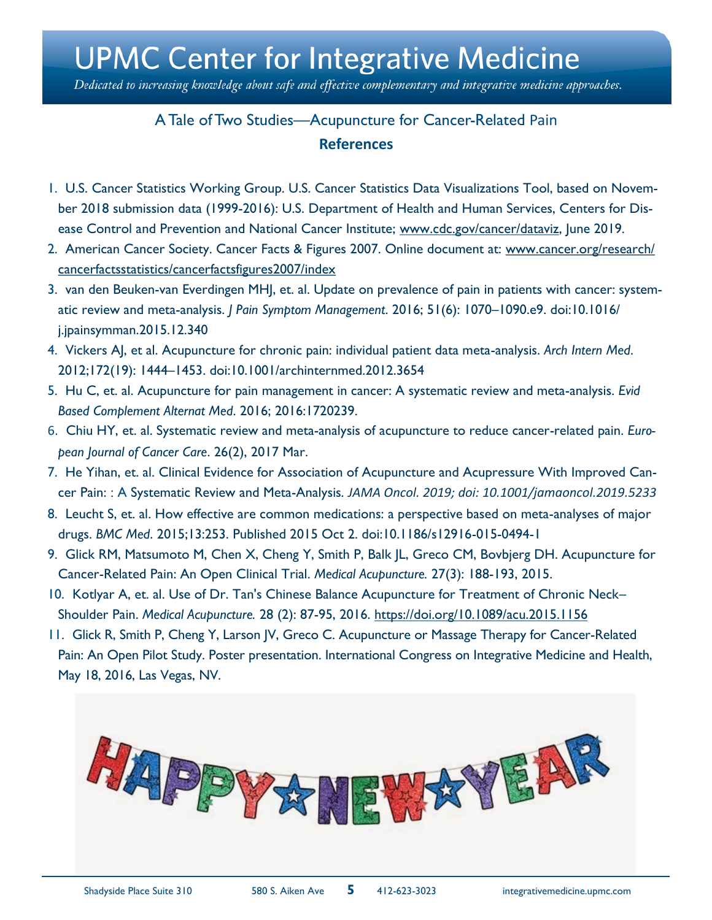# UPMC Center for Integrative Medicine

*Dedicated to increasing knowledge about safe and effective complementary and integrative medicine approaches.*

## A Tale of Two Studies—Acupuncture for Cancer-Related Pain

### References

1. U.S. Cancer Statistics Working Group. U.S. Cancer Statistics Data Visualizations Tool, based on November 2018 submission data (1999-2016): U.S. Department of Health and Human Services, Centers for Disease Control and Prevention and National Cancer Institute; www.cdc.gov/cancer/dataviz, June 2019.
2. American Cancer Society. Cancer Facts & Figures 2007. Online document at: www.cancer.org/research/cancerfactsstatistics/cancerfactsfigures2007/index
3. van den Beuken-van Everdingen MHJ, et. al. Update on prevalence of pain in patients with cancer: systematic review and meta-analysis. *J Pain Symptom Management*. 2016; 51(6): 1070–1090.e9. doi:10.1016/j.jpainsymman.2015.12.340
4. Vickers AJ, et al. Acupuncture for chronic pain: individual patient data meta-analysis. *Arch Intern Med*. 2012;172(19): 1444–1453. doi:10.1001/archinternmed.2012.3654
5. Hu C, et. al. Acupuncture for pain management in cancer: A systematic review and meta-analysis. *Evid Based Complement Alternat Med*. 2016; 2016:1720239.
6. Chiu HY, et. al. Systematic review and meta-analysis of acupuncture to reduce cancer-related pain. *European Journal of Cancer Care*. 26(2), 2017 Mar.
7. He Yihan, et. al. Clinical Evidence for Association of Acupuncture and Acupressure With Improved Cancer Pain: : A Systematic Review and Meta-Analysis. *JAMA Oncol. 2019; doi: 10.1001/jamaoncol.2019.5233*
8. Leucht S, et. al. How effective are common medications: a perspective based on meta-analyses of major drugs. *BMC Med*. 2015;13:253. Published 2015 Oct 2. doi:10.1186/s12916-015-0494-1
9. Glick RM, Matsumoto M, Chen X, Cheng Y, Smith P, Balk JL, Greco CM, Bovbjerg DH. Acupuncture for Cancer-Related Pain: An Open Clinical Trial. *Medical Acupuncture.* 27(3): 188-193, 2015.
10. Kotlyar A, et. al. Use of Dr. Tan's Chinese Balance Acupuncture for Treatment of Chronic Neck–Shoulder Pain. *Medical Acupuncture.* 28 (2): 87-95, 2016. https://doi.org/10.1089/acu.2015.1156
11. Glick R, Smith P, Cheng Y, Larson JV, Greco C. Acupuncture or Massage Therapy for Cancer-Related Pain: An Open Pilot Study. Poster presentation. International Congress on Integrative Medicine and Health, May 18, 2016, Las Vegas, NV.

HAPPY NEW YEAR

Shadyside Place Suite 310 | 580 S. Aiken Ave | 412-623-3023 | integrativemedicine.upmc.com